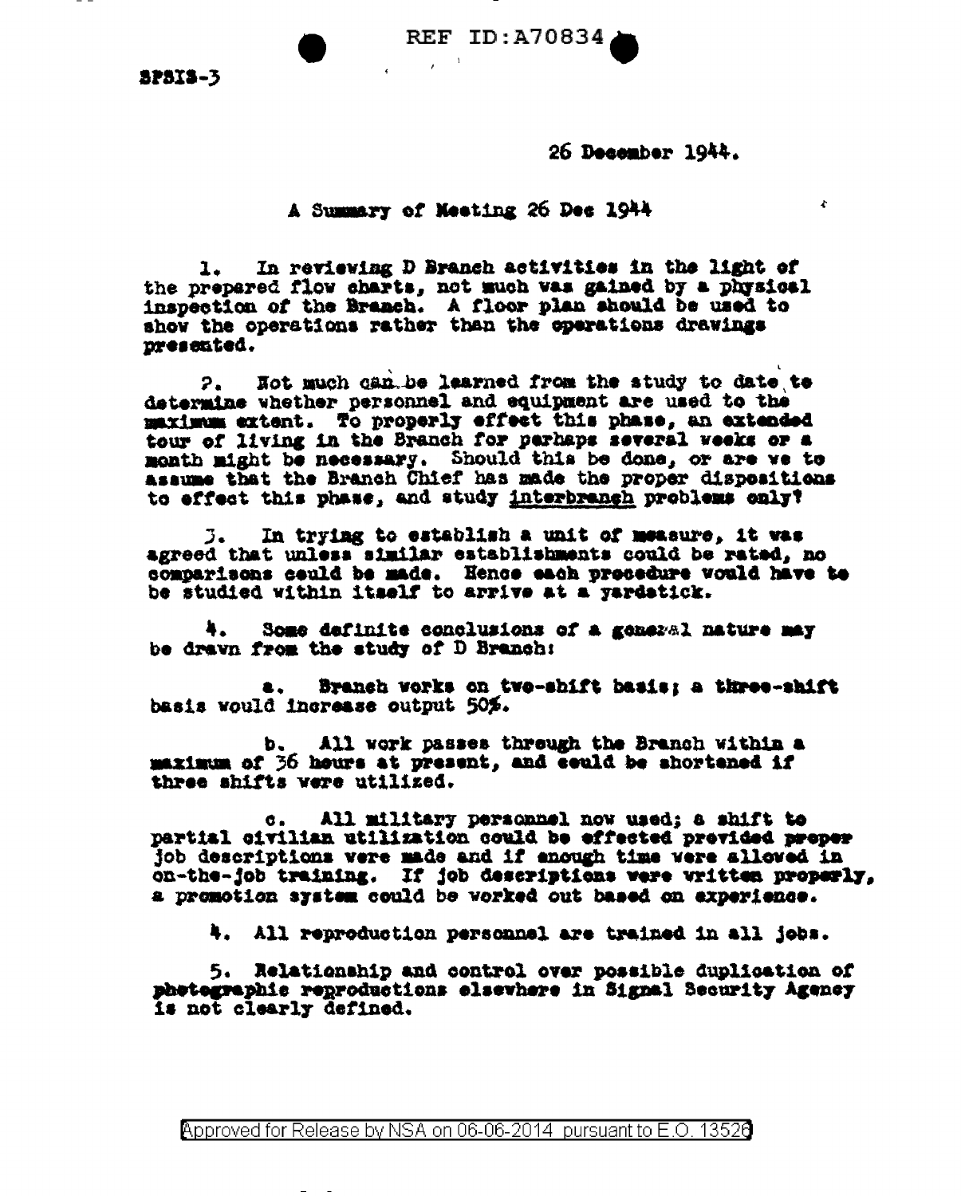SPSIS-3

26 December 1944.

A Summary of Meeting 26 Dec 1944

1. In reviewing D Branch activities in the light of the prepared flow charts, not much was gained by a physical inspection of the Branch. A floor plan should be used to show the operations rather than the operations drawings presented.

2. Not much can be learned from the study to date to determine whether personnel and equipment are used to the maximum extent. To properly effect this phase, an extended tour of living in the Branch for perhaps several weeks or a month might be necessary. Should this be done, or are we to assume that the Branch Chief has made the proper dispositions to effect this phase, and study <u>interbranch</u> problems only?

3. In trying to establish a unit of measure, it was agreed that unless similar establishments could be rated, no comparisons could be made. Hence each procedure would have to be studied within itself to arrive at a yardstick.

4. Some definite conclusions of a general nature may be drawn from the study of D Branch:

a. Branch works on two-shift basis; a three-shift basis would increase output 50%.

b. All work passes through the Branch within a maximum of 36 hours at present, and could be shortened if three shifts were utilized.

c. All military personnel now used; a shift to partial civilian utilization could be effected provided proper job descriptions were made and if enough time were allowed in on-the-job training. If job descriptions were written properly, a promotion system could be worked out based on experience.

4. All reproduction personnel are trained in all jobs.

5. Relationship and control over possible duplication of photographic reproductions elsewhere in Signal Security Agency is not clearly defined.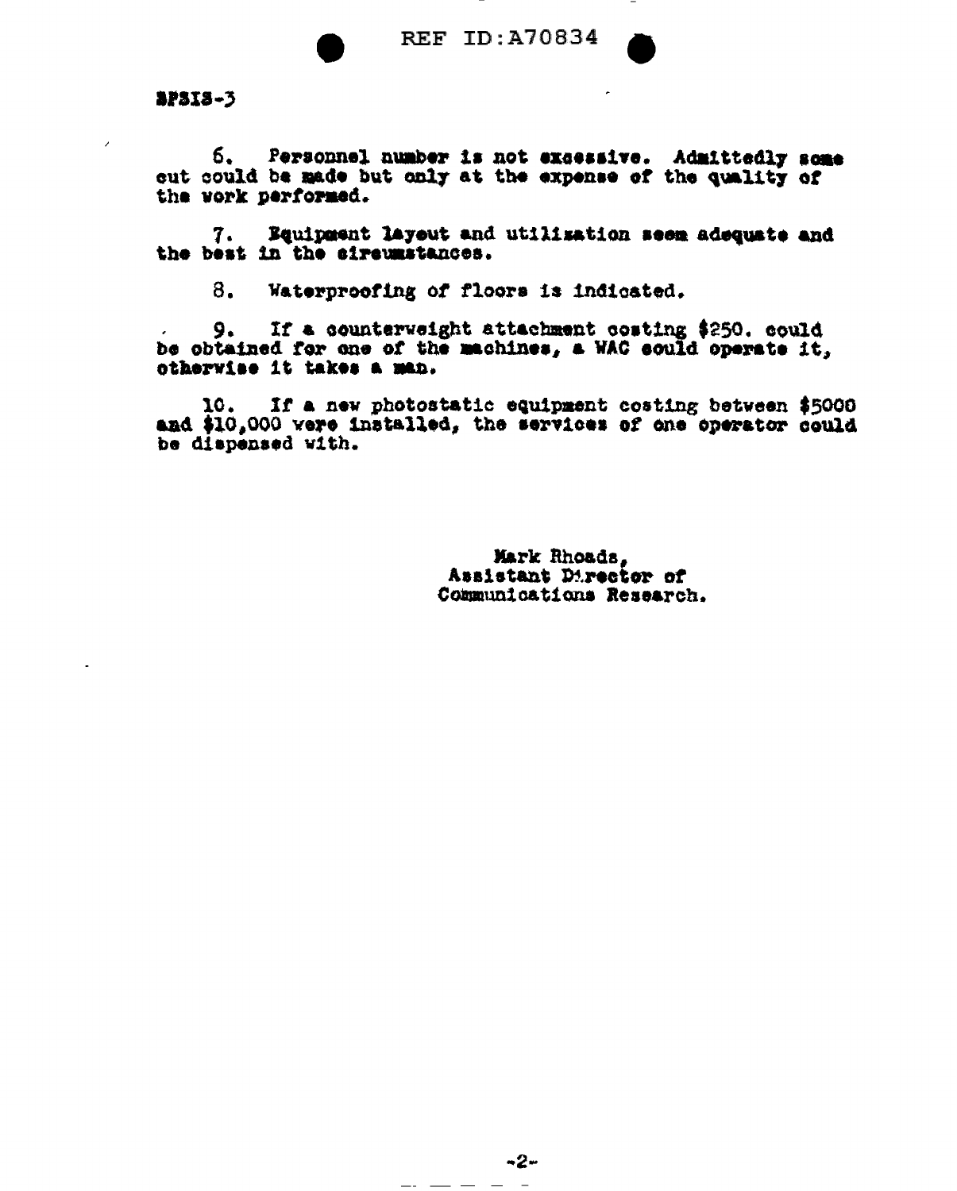SPSIS-3

6. Personnel number is not excessive. Admittedly some cut could be made but only at the expense of the quality of the work performed.

7. Equipment layout and utilization seem adequate and the best in the circumstances.

8. Waterproofing of floors is indicated.

9. If a counterweight attachment costing $250. could be obtained for one of the machines, a WAC could operate it, otherwise it takes a man.

10. If a new photostatic equipment costing between $5000 and $10,000 were installed, the services of one operator could be dispensed with.

Mark Rhoads,
Assistant Director of
Communications Research.